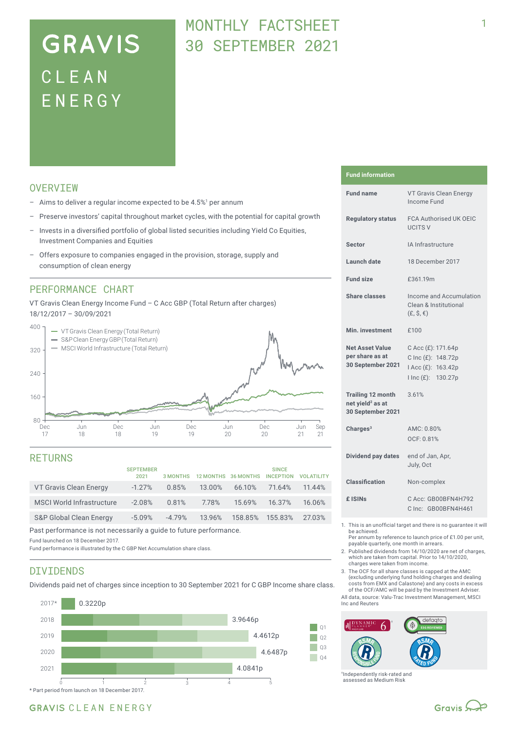# GRAVIS CLEAN ENERGY

# MONTHLY FACTSHEET 30 SEPTEMBER 2021

## OVERVIEW

- Aims to deliver a regular income expected to be 4.5%[1] per annum
- Preserve investors' capital throughout market cycles, with the potential for capital growth
- Invests in a diversified portfolio of global listed securities including Yield Co Equities, Investment Companies and Equities
- Offers exposure to companies engaged in the provision, storage, supply and consumption of clean energy

## PERFORMANCE CHART

VT Gravis Clean Energy Income Fund – C Acc GBP (Total Return after charges)
18/12/2017 – 30/09/2021

## RETURNS

| | SEPTEMBER 2021 | 3 MONTHS | 12 MONTHS | 36 MONTHS | SINCE INCEPTION | VOLATILITY |
|---|---|---|---|---|---|---|
| VT Gravis Clean Energy | -1.27% | 0.85% | 13.00% | 66.10% | 71.64% | 11.44% |
| MSCI World Infrastructure | -2.08% | 0.81% | 7.78% | 15.69% | 16.37% | 16.06% |
| S&P Global Clean Energy | -5.09% | -4.79% | 13.96% | 158.85% | 155.83% | 27.03% |

Past performance is not necessarily a guide to future performance.

Fund launched on 18 December 2017.
Fund performance is illustrated by the C GBP Net Accumulation share class.

## DIVIDENDS

Dividends paid net of charges since inception to 30 September 2021 for C GBP Income share class.

| Year | Total |
|---|---|
| 2017* | 0.3220p |
| 2018 | 3.9646p |
| 2019 | 4.4612p |
| 2020 | 4.6487p |
| 2021 | 4.0841p |

\* Part period from launch on 18 December 2017.

### Fund information

| | |
|---|---|
| Fund name | VT Gravis Clean Energy Income Fund |
| Regulatory status | FCA Authorised UK OEIC UCITS V |
| Sector | IA Infrastructure |
| Launch date | 18 December 2017 |
| Fund size | £361.19m |
| Share classes | Income and Accumulation Clean & Institutional (£, $, €) |
| Min. investment | £100 |
| Net Asset Value per share as at 30 September 2021 | C Acc (£): 171.64p<br>C Inc (£): 148.72p<br>I Acc (£): 163.42p<br>I Inc (£): 130.27p |
| Trailing 12 month net yield[2] as at 30 September 2021 | 3.61% |
| Charges[3] | AMC: 0.80%<br>OCF: 0.81% |
| Dividend pay dates | end of Jan, Apr, July, Oct |
| Classification | Non-complex |
| £ ISINs | C Acc: GB00BFN4H792<br>C Inc: GB00BFN4H461 |

1. This is an unofficial target and there is no guarantee it will be achieved. Per annum by reference to launch price of £1.00 per unit, payable quarterly, one month in arrears.
2. Published dividends from 14/10/2020 are net of charges, which are taken from capital. Prior to 14/10/2020, charges were taken from income.
3. The OCF for all share classes is capped at the AMC (excluding underlying fund holding charges and dealing costs from EMX and Calastone) and any costs in excess of the OCF/AMC will be paid by the Investment Adviser.

All data, source: Valu-Trac Investment Management, MSCI Inc and Reuters

[†]Independently risk-rated and assessed as Medium Risk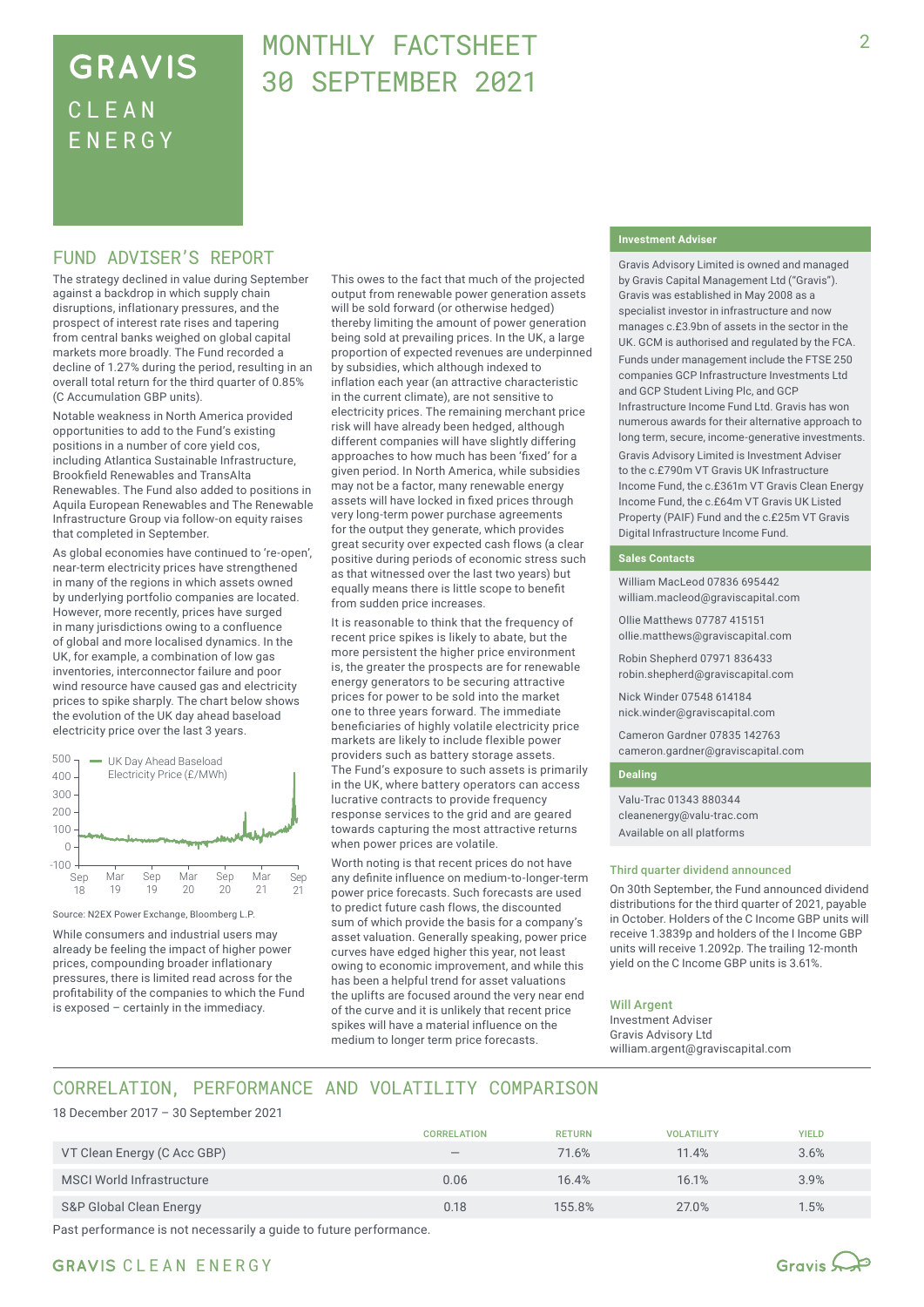# GRAVIS CLEAN ENERGY

# MONTHLY FACTSHEET 30 SEPTEMBER 2021

## FUND ADVISER'S REPORT

The strategy declined in value during September against a backdrop in which supply chain disruptions, inflationary pressures, and the prospect of interest rate rises and tapering from central banks weighed on global capital markets more broadly. The Fund recorded a decline of 1.27% during the period, resulting in an overall total return for the third quarter of 0.85% (C Accumulation GBP units).

Notable weakness in North America provided opportunities to add to the Fund's existing positions in a number of core yield cos, including Atlantica Sustainable Infrastructure, Brookfield Renewables and TransAlta Renewables. The Fund also added to positions in Aquila European Renewables and The Renewable Infrastructure Group via follow-on equity raises that completed in September.

As global economies have continued to 're-open', near-term electricity prices have strengthened in many of the regions in which assets owned by underlying portfolio companies are located. However, more recently, prices have surged in many jurisdictions owing to a confluence of global and more localised dynamics. In the UK, for example, a combination of low gas inventories, interconnector failure and poor wind resource have caused gas and electricity prices to spike sharply. The chart below shows the evolution of the UK day ahead baseload electricity price over the last 3 years.

Source: N2EX Power Exchange, Bloomberg L.P.

While consumers and industrial users may already be feeling the impact of higher power prices, compounding broader inflationary pressures, there is limited read across for the profitability of the companies to which the Fund is exposed – certainly in the immediacy.

This owes to the fact that much of the projected output from renewable power generation assets will be sold forward (or otherwise hedged) thereby limiting the amount of power generation being sold at prevailing prices. In the UK, a large proportion of expected revenues are underpinned by subsidies, which although indexed to inflation each year (an attractive characteristic in the current climate), are not sensitive to electricity prices. The remaining merchant price risk will have already been hedged, although different companies will have slightly differing approaches to how much has been 'fixed' for a given period. In North America, while subsidies may not be a factor, many renewable energy assets will have locked in fixed prices through very long-term power purchase agreements for the output they generate, which provides great security over expected cash flows (a clear positive during periods of economic stress such as that witnessed over the last two years) but equally means there is little scope to benefit from sudden price increases.

It is reasonable to think that the frequency of recent price spikes is likely to abate, but the more persistent the higher price environment is, the greater the prospects are for renewable energy generators to be securing attractive prices for power to be sold into the market one to three years forward. The immediate beneficiaries of highly volatile electricity price markets are likely to include flexible power providers such as battery storage assets. The Fund's exposure to such assets is primarily in the UK, where battery operators can access lucrative contracts to provide frequency response services to the grid and are geared towards capturing the most attractive returns when power prices are volatile.

Worth noting is that recent prices do not have any definite influence on medium-to-longer-term power price forecasts. Such forecasts are used to predict future cash flows, the discounted sum of which provide the basis for a company's asset valuation. Generally speaking, power price curves have edged higher this year, not least owing to economic improvement, and while this has been a helpful trend for asset valuations the uplifts are focused around the very near end of the curve and it is unlikely that recent price spikes will have a material influence on the medium to longer term price forecasts.

### Investment Adviser

Gravis Advisory Limited is owned and managed by Gravis Capital Management Ltd ("Gravis"). Gravis was established in May 2008 as a specialist investor in infrastructure and now manages c.£3.9bn of assets in the sector in the UK. GCM is authorised and regulated by the FCA.

Funds under management include the FTSE 250 companies GCP Infrastructure Investments Ltd and GCP Student Living Plc, and GCP Infrastructure Income Fund Ltd. Gravis has won numerous awards for their alternative approach to long term, secure, income-generative investments.

Gravis Advisory Limited is Investment Adviser to the c.£790m VT Gravis UK Infrastructure Income Fund, the c.£361m VT Gravis Clean Energy Income Fund, the c.£64m VT Gravis UK Listed Property (PAIF) Fund and the c.£25m VT Gravis Digital Infrastructure Income Fund.

### Sales Contacts

William MacLeod 07836 695442
william.macleod@graviscapital.com

Ollie Matthews 07787 415151
ollie.matthews@graviscapital.com

Robin Shepherd 07971 836433
robin.shepherd@graviscapital.com

Nick Winder 07548 614184
nick.winder@graviscapital.com

Cameron Gardner 07835 142763
cameron.gardner@graviscapital.com

### Dealing

Valu-Trac 01343 880344
cleanenergy@valu-trac.com
Available on all platforms

### Third quarter dividend announced

On 30th September, the Fund announced dividend distributions for the third quarter of 2021, payable in October. Holders of the C Income GBP units will receive 1.3839p and holders of the I Income GBP units will receive 1.2092p. The trailing 12-month yield on the C Income GBP units is 3.61%.

**Will Argent**
Investment Adviser
Gravis Advisory Ltd
william.argent@graviscapital.com

## CORRELATION, PERFORMANCE AND VOLATILITY COMPARISON

18 December 2017 – 30 September 2021

| | CORRELATION | RETURN | VOLATILITY | YIELD |
|---|---|---|---|---|
| VT Clean Energy (C Acc GBP) | – | 71.6% | 11.4% | 3.6% |
| MSCI World Infrastructure | 0.06 | 16.4% | 16.1% | 3.9% |
| S&P Global Clean Energy | 0.18 | 155.8% | 27.0% | 1.5% |

Past performance is not necessarily a guide to future performance.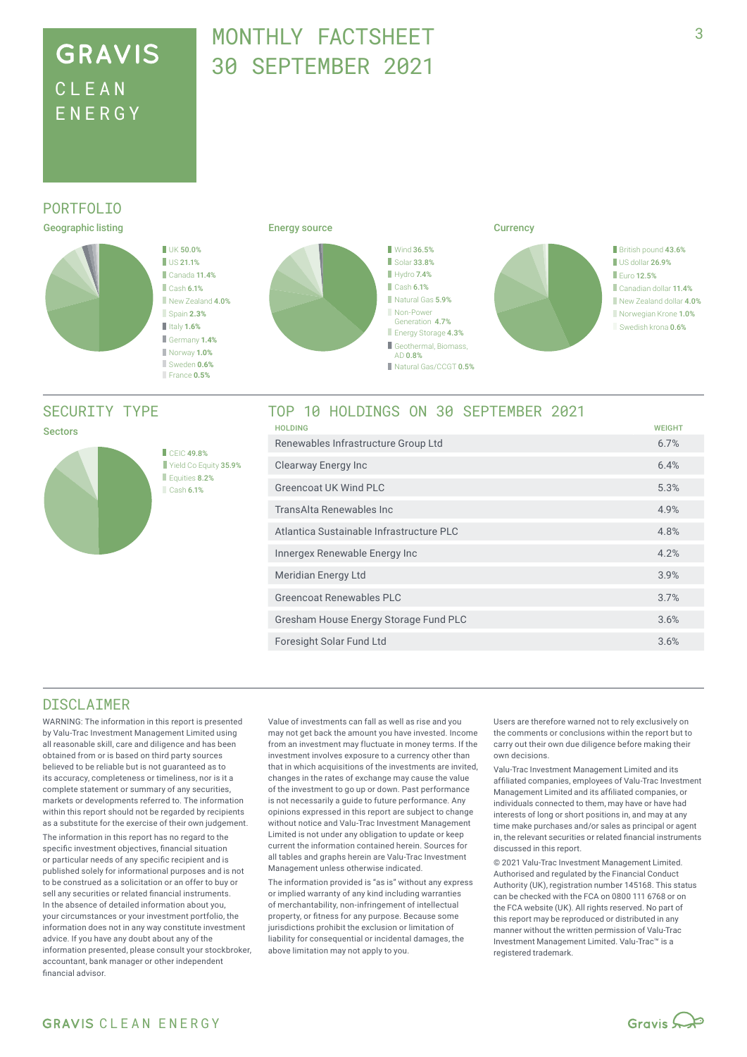# GRAVIS CLEAN ENERGY

# MONTHLY FACTSHEET 30 SEPTEMBER 2021

## PORTFOLIO

### Geographic listing

UK 50.0%
US 21.1%
Canada 11.4%
Cash 6.1%
New Zealand 4.0%
Spain 2.3%
Italy 1.6%
Germany 1.4%
Norway 1.0%
Sweden 0.6%
France 0.5%

### Energy source

Wind 36.5%
Solar 33.8%
Hydro 7.4%
Cash 6.1%
Natural Gas 5.9%
Non-Power Generation 4.7%
Energy Storage 4.3%
Geothermal, Biomass, AD 0.8%
Natural Gas/CCGT 0.5%

### Currency

British pound 43.6%
US dollar 26.9%
Euro 12.5%
Canadian dollar 11.4%
New Zealand dollar 4.0%
Norwegian Krone 1.0%
Swedish krona 0.6%

## SECURITY TYPE

### Sectors

CEIC 49.8%
Yield Co Equity 35.9%
Equities 8.2%
Cash 6.1%

## TOP 10 HOLDINGS ON 30 SEPTEMBER 2021

| HOLDING | WEIGHT |
|---|---|
| Renewables Infrastructure Group Ltd | 6.7% |
| Clearway Energy Inc | 6.4% |
| Greencoat UK Wind PLC | 5.3% |
| TransAlta Renewables Inc | 4.9% |
| Atlantica Sustainable Infrastructure PLC | 4.8% |
| Innergex Renewable Energy Inc | 4.2% |
| Meridian Energy Ltd | 3.9% |
| Greencoat Renewables PLC | 3.7% |
| Gresham House Energy Storage Fund PLC | 3.6% |
| Foresight Solar Fund Ltd | 3.6% |

## DISCLAIMER

WARNING: The information in this report is presented by Valu-Trac Investment Management Limited using all reasonable skill, care and diligence and has been obtained from or is based on third party sources believed to be reliable but is not guaranteed as to its accuracy, completeness or timeliness, nor is it a complete statement or summary of any securities, markets or developments referred to. The information within this report should not be regarded by recipients as a substitute for the exercise of their own judgement.

The information in this report has no regard to the specific investment objectives, financial situation or particular needs of any specific recipient and is published solely for informational purposes and is not to be construed as a solicitation or an offer to buy or sell any securities or related financial instruments. In the absence of detailed information about you, your circumstances or your investment portfolio, the information does not in any way constitute investment advice. If you have any doubt about any of the information presented, please consult your stockbroker, accountant, bank manager or other independent financial advisor.

Value of investments can fall as well as rise and you may not get back the amount you have invested. Income from an investment may fluctuate in money terms. If the investment involves exposure to a currency other than that in which acquisitions of the investments are invited, changes in the rates of exchange may cause the value of the investment to go up or down. Past performance is not necessarily a guide to future performance. Any opinions expressed in this report are subject to change without notice and Valu-Trac Investment Management Limited is not under any obligation to update or keep current the information contained herein. Sources for all tables and graphs herein are Valu-Trac Investment Management unless otherwise indicated.

The information provided is "as is" without any express or implied warranty of any kind including warranties of merchantability, non-infringement of intellectual property, or fitness for any purpose. Because some jurisdictions prohibit the exclusion or limitation of liability for consequential or incidental damages, the above limitation may not apply to you.

Users are therefore warned not to rely exclusively on the comments or conclusions within the report but to carry out their own due diligence before making their own decisions.

Valu-Trac Investment Management Limited and its affiliated companies, employees of Valu-Trac Investment Management Limited and its affiliated companies, or individuals connected to them, may have or have had interests of long or short positions in, and may at any time make purchases and/or sales as principal or agent in, the relevant securities or related financial instruments discussed in this report.

© 2021 Valu-Trac Investment Management Limited. Authorised and regulated by the Financial Conduct Authority (UK), registration number 145168. This status can be checked with the FCA on 0800 111 6768 or on the FCA website (UK). All rights reserved. No part of this report may be reproduced or distributed in any manner without the written permission of Valu-Trac Investment Management Limited. Valu-Trac™ is a registered trademark.